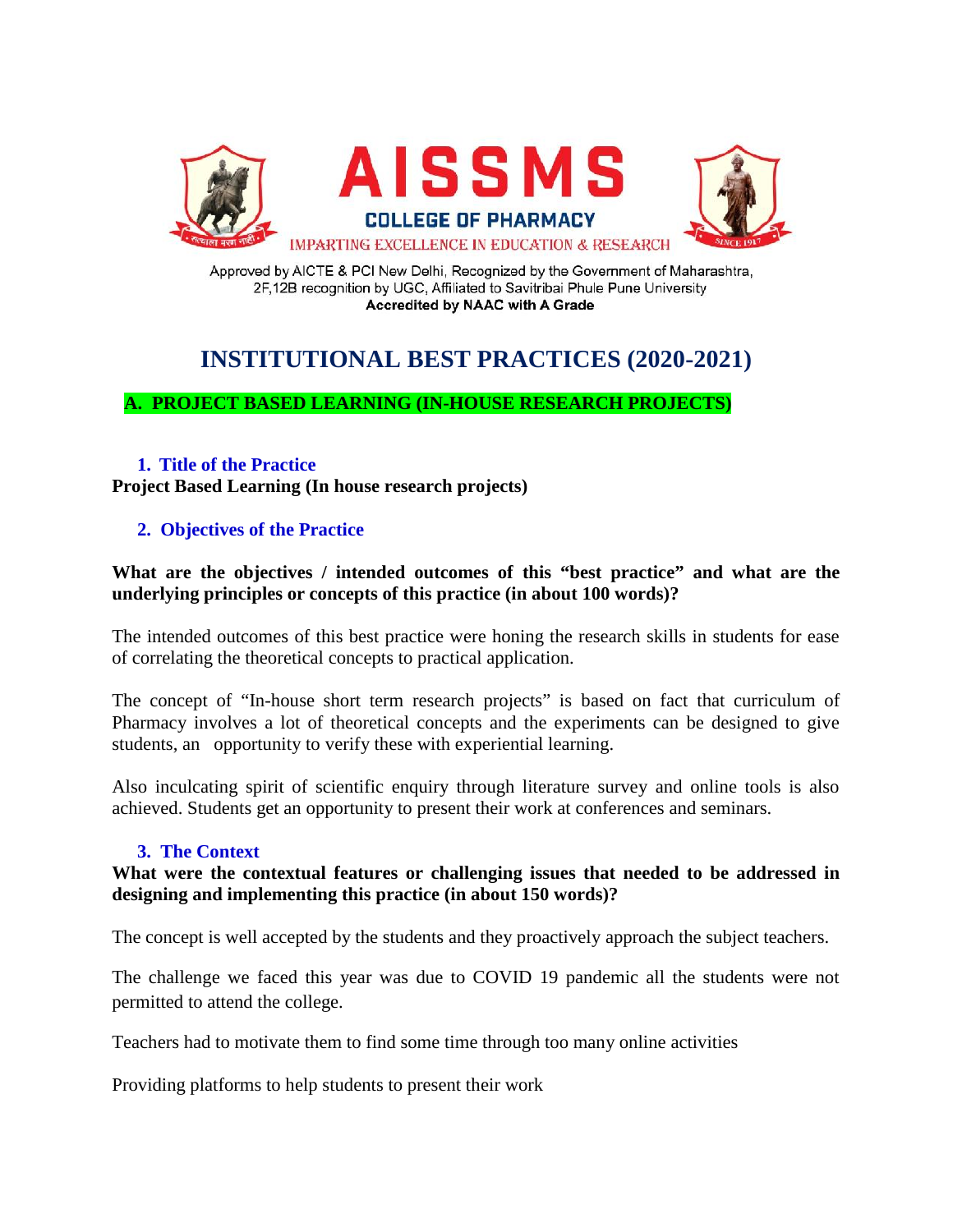# AISSMS

**COLLEGE OF PHARMACY**

IMPARTING EXCELLENCE IN EDUCATION & RESEARCH

Approved by AICTE & PCI New Delhi, Recognized by the Government of Maharashtra, 2F,12B recognition by UGC, Affiliated to Savitribai Phule Pune University

**Accredited by NAAC with A Grade**

# INSTITUTIONAL BEST PRACTICES (2020-2021)

## A. PROJECT BASED LEARNING (IN-HOUSE RESEARCH PROJECTS)

### 1. Title of the Practice

**Project Based Learning (In house research projects)**

### 2. Objectives of the Practice

**What are the objectives / intended outcomes of this "best practice" and what are the underlying principles or concepts of this practice (in about 100 words)?**

The intended outcomes of this best practice were honing the research skills in students for ease of correlating the theoretical concepts to practical application.

The concept of "In-house short term research projects" is based on fact that curriculum of Pharmacy involves a lot of theoretical concepts and the experiments can be designed to give students, an opportunity to verify these with experiential learning.

Also inculcating spirit of scientific enquiry through literature survey and online tools is also achieved. Students get an opportunity to present their work at conferences and seminars.

### 3. The Context

**What were the contextual features or challenging issues that needed to be addressed in designing and implementing this practice (in about 150 words)?**

The concept is well accepted by the students and they proactively approach the subject teachers.

The challenge we faced this year was due to COVID 19 pandemic all the students were not permitted to attend the college.

Teachers had to motivate them to find some time through too many online activities

Providing platforms to help students to present their work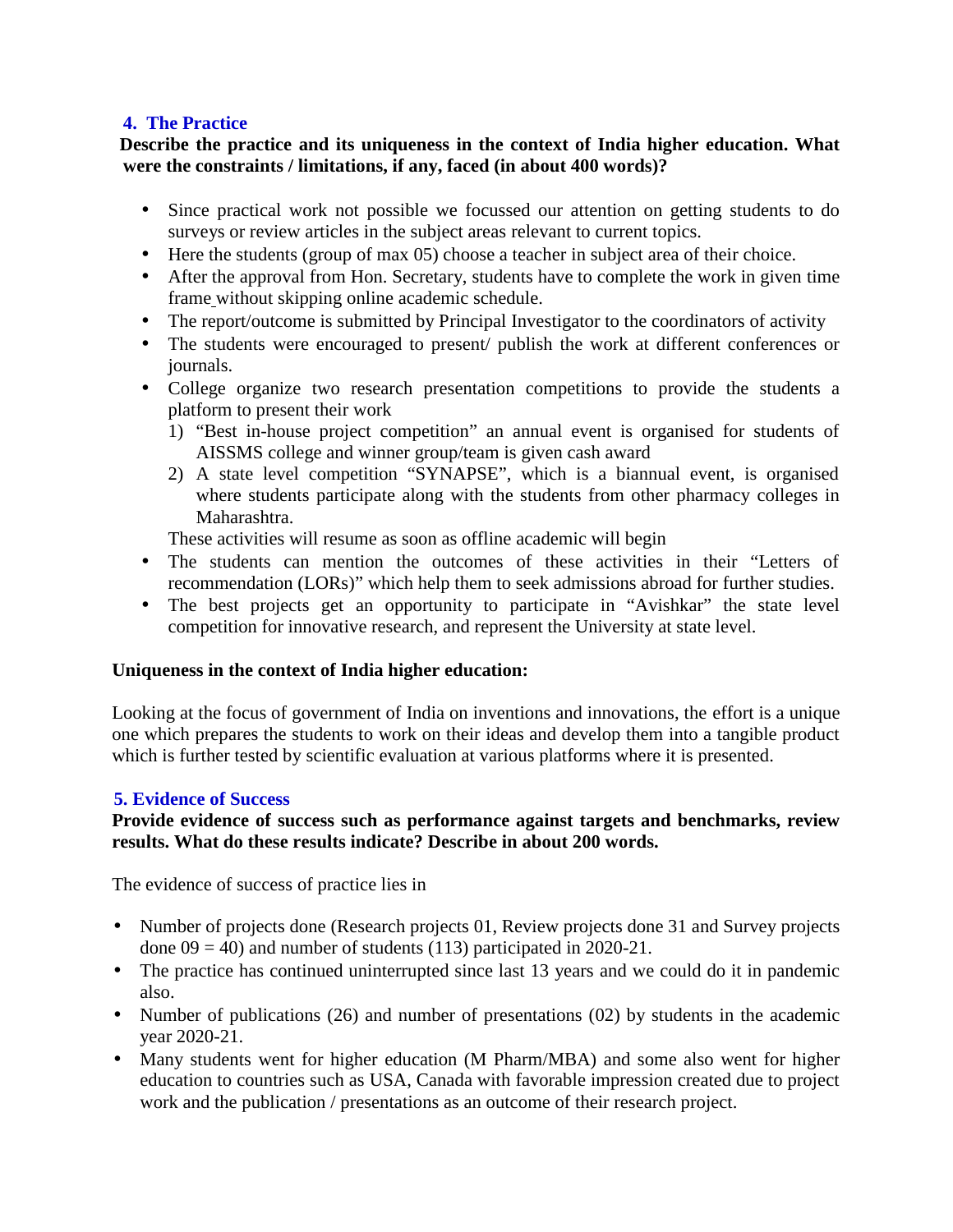## 4. The Practice

**Describe the practice and its uniqueness in the context of India higher education. What were the constraints / limitations, if any, faced (in about 400 words)?**

- Since practical work not possible we focussed our attention on getting students to do surveys or review articles in the subject areas relevant to current topics.
- Here the students (group of max 05) choose a teacher in subject area of their choice.
- After the approval from Hon. Secretary, students have to complete the work in given time frame without skipping online academic schedule.
- The report/outcome is submitted by Principal Investigator to the coordinators of activity
- The students were encouraged to present/ publish the work at different conferences or journals.
- College organize two research presentation competitions to provide the students a platform to present their work
  1) "Best in-house project competition" an annual event is organised for students of AISSMS college and winner group/team is given cash award
  2) A state level competition "SYNAPSE", which is a biannual event, is organised where students participate along with the students from other pharmacy colleges in Maharashtra.

  These activities will resume as soon as offline academic will begin
- The students can mention the outcomes of these activities in their "Letters of recommendation (LORs)" which help them to seek admissions abroad for further studies.
- The best projects get an opportunity to participate in "Avishkar" the state level competition for innovative research, and represent the University at state level.

**Uniqueness in the context of India higher education:**

Looking at the focus of government of India on inventions and innovations, the effort is a unique one which prepares the students to work on their ideas and develop them into a tangible product which is further tested by scientific evaluation at various platforms where it is presented.

## 5. Evidence of Success

**Provide evidence of success such as performance against targets and benchmarks, review results. What do these results indicate? Describe in about 200 words.**

The evidence of success of practice lies in

- Number of projects done (Research projects 01, Review projects done 31 and Survey projects done 09 = 40) and number of students (113) participated in 2020-21.
- The practice has continued uninterrupted since last 13 years and we could do it in pandemic also.
- Number of publications (26) and number of presentations (02) by students in the academic year 2020-21.
- Many students went for higher education (M Pharm/MBA) and some also went for higher education to countries such as USA, Canada with favorable impression created due to project work and the publication / presentations as an outcome of their research project.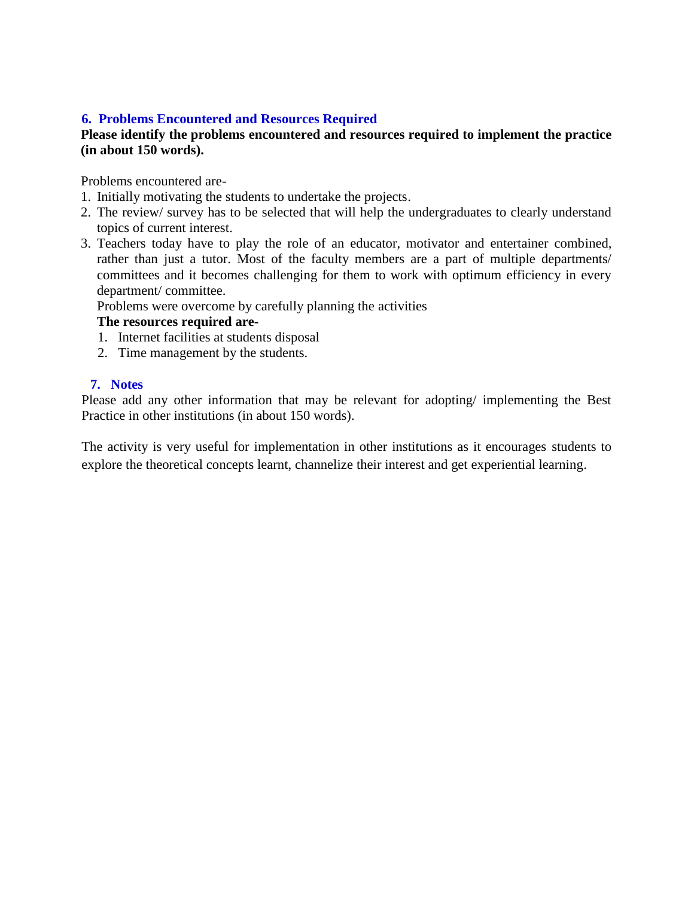### 6. Problems Encountered and Resources Required

**Please identify the problems encountered and resources required to implement the practice (in about 150 words).**

Problems encountered are-

1. Initially motivating the students to undertake the projects.
2. The review/ survey has to be selected that will help the undergraduates to clearly understand topics of current interest.
3. Teachers today have to play the role of an educator, motivator and entertainer combined, rather than just a tutor. Most of the faculty members are a part of multiple departments/ committees and it becomes challenging for them to work with optimum efficiency in every department/ committee.

   Problems were overcome by carefully planning the activities

   **The resources required are-**

   1. Internet facilities at students disposal
   2. Time management by the students.

### 7. Notes

Please add any other information that may be relevant for adopting/ implementing the Best Practice in other institutions (in about 150 words).

The activity is very useful for implementation in other institutions as it encourages students to explore the theoretical concepts learnt, channelize their interest and get experiential learning.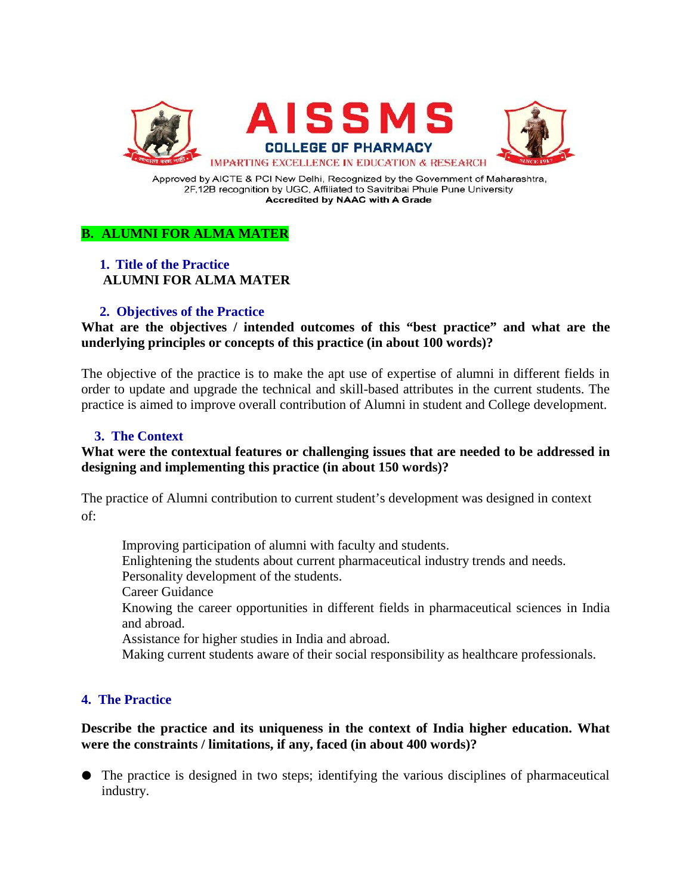## B. ALUMNI FOR ALMA MATER

### 1. Title of the Practice

**ALUMNI FOR ALMA MATER**

### 2. Objectives of the Practice

**What are the objectives / intended outcomes of this "best practice" and what are the underlying principles or concepts of this practice (in about 100 words)?**

The objective of the practice is to make the apt use of expertise of alumni in different fields in order to update and upgrade the technical and skill-based attributes in the current students. The practice is aimed to improve overall contribution of Alumni in student and College development.

### 3. The Context

**What were the contextual features or challenging issues that are needed to be addressed in designing and implementing this practice (in about 150 words)?**

The practice of Alumni contribution to current student's development was designed in context of:

- Improving participation of alumni with faculty and students.
- Enlightening the students about current pharmaceutical industry trends and needs.
- Personality development of the students.
- Career Guidance
- Knowing the career opportunities in different fields in pharmaceutical sciences in India and abroad.
- Assistance for higher studies in India and abroad.
- Making current students aware of their social responsibility as healthcare professionals.

### 4. The Practice

**Describe the practice and its uniqueness in the context of India higher education. What were the constraints / limitations, if any, faced (in about 400 words)?**

- The practice is designed in two steps; identifying the various disciplines of pharmaceutical industry.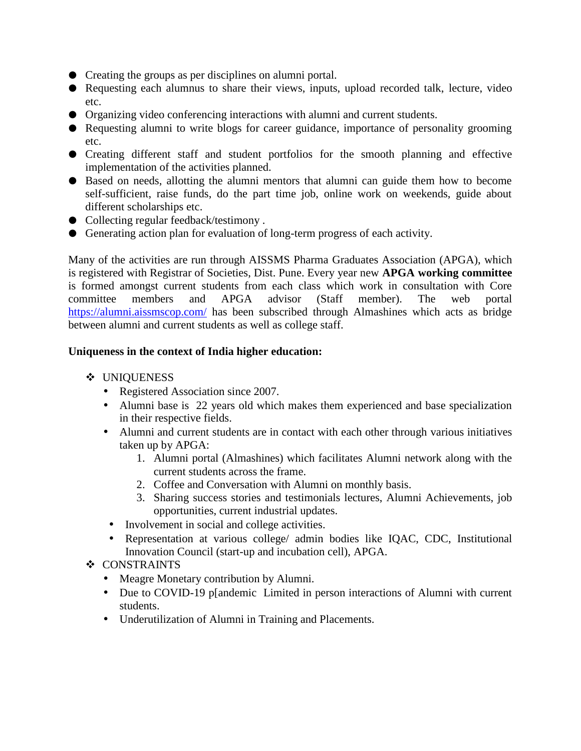- Creating the groups as per disciplines on alumni portal.
- Requesting each alumnus to share their views, inputs, upload recorded talk, lecture, video etc.
- Organizing video conferencing interactions with alumni and current students.
- Requesting alumni to write blogs for career guidance, importance of personality grooming etc.
- Creating different staff and student portfolios for the smooth planning and effective implementation of the activities planned.
- Based on needs, allotting the alumni mentors that alumni can guide them how to become self-sufficient, raise funds, do the part time job, online work on weekends, guide about different scholarships etc.
- Collecting regular feedback/testimony .
- Generating action plan for evaluation of long-term progress of each activity.

Many of the activities are run through AISSMS Pharma Graduates Association (APGA), which is registered with Registrar of Societies, Dist. Pune. Every year new **APGA working committee** is formed amongst current students from each class which work in consultation with Core committee members and APGA advisor (Staff member). The web portal https://alumni.aissmscop.com/ has been subscribed through Almashines which acts as bridge between alumni and current students as well as college staff.

**Uniqueness in the context of India higher education:**

- UNIQUENESS
  - Registered Association since 2007.
  - Alumni base is 22 years old which makes them experienced and base specialization in their respective fields.
  - Alumni and current students are in contact with each other through various initiatives taken up by APGA:
    1. Alumni portal (Almashines) which facilitates Alumni network along with the current students across the frame.
    2. Coffee and Conversation with Alumni on monthly basis.
    3. Sharing success stories and testimonials lectures, Alumni Achievements, job opportunities, current industrial updates.
  - Involvement in social and college activities.
  - Representation at various college/ admin bodies like IQAC, CDC, Institutional Innovation Council (start-up and incubation cell), APGA.
- CONSTRAINTS
  - Meagre Monetary contribution by Alumni.
  - Due to COVID-19 p[andemic Limited in person interactions of Alumni with current students.
  - Underutilization of Alumni in Training and Placements.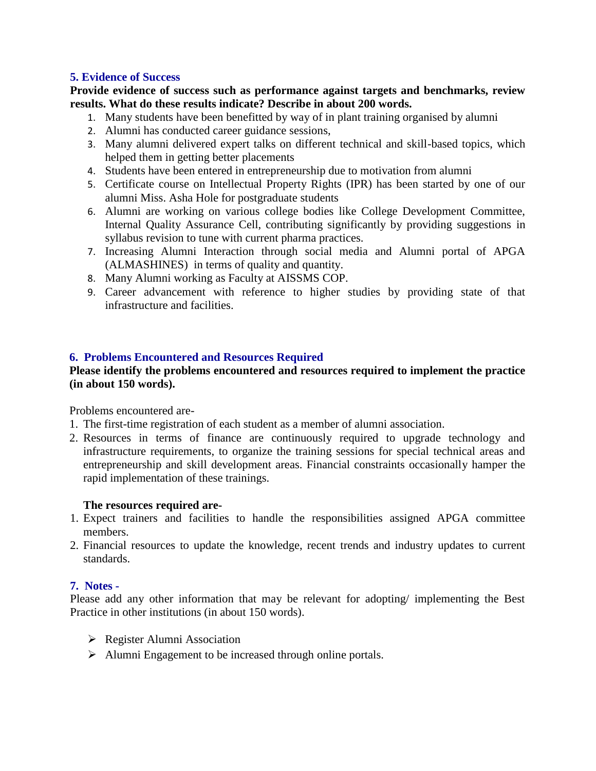### 5. Evidence of Success

**Provide evidence of success such as performance against targets and benchmarks, review results. What do these results indicate? Describe in about 200 words.**

1. Many students have been benefitted by way of in plant training organised by alumni
2. Alumni has conducted career guidance sessions,
3. Many alumni delivered expert talks on different technical and skill-based topics, which helped them in getting better placements
4. Students have been entered in entrepreneurship due to motivation from alumni
5. Certificate course on Intellectual Property Rights (IPR) has been started by one of our alumni Miss. Asha Hole for postgraduate students
6. Alumni are working on various college bodies like College Development Committee, Internal Quality Assurance Cell, contributing significantly by providing suggestions in syllabus revision to tune with current pharma practices.
7. Increasing Alumni Interaction through social media and Alumni portal of APGA (ALMASHINES) in terms of quality and quantity.
8. Many Alumni working as Faculty at AISSMS COP.
9. Career advancement with reference to higher studies by providing state of that infrastructure and facilities.

### 6. Problems Encountered and Resources Required

**Please identify the problems encountered and resources required to implement the practice (in about 150 words).**

Problems encountered are-

1. The first-time registration of each student as a member of alumni association.
2. Resources in terms of finance are continuously required to upgrade technology and infrastructure requirements, to organize the training sessions for special technical areas and entrepreneurship and skill development areas. Financial constraints occasionally hamper the rapid implementation of these trainings.

**The resources required are-**

1. Expect trainers and facilities to handle the responsibilities assigned APGA committee members.
2. Financial resources to update the knowledge, recent trends and industry updates to current standards.

### 7. Notes -

Please add any other information that may be relevant for adopting/ implementing the Best Practice in other institutions (in about 150 words).

- Register Alumni Association
- Alumni Engagement to be increased through online portals.